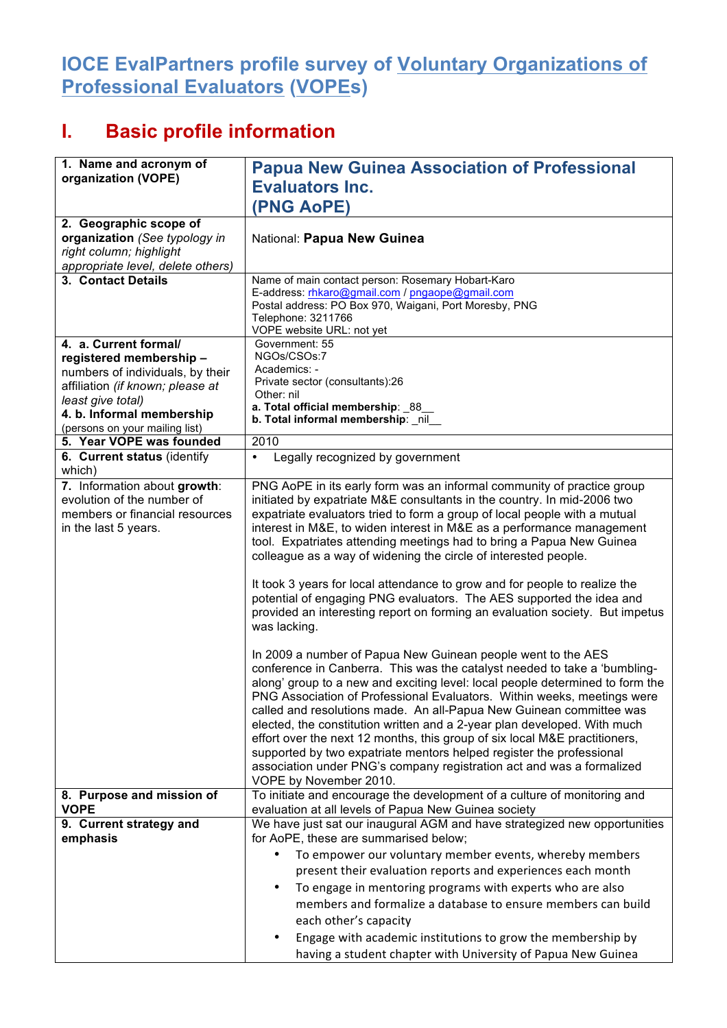# IOCE EvalPartners profile survey of Voluntary Organizations of Professional Evaluators (VOPEs)

## I. Basic profile information

| | |
|---|---|
| **1. Name and acronym of organization (VOPE)** | **Papua New Guinea Association of Professional Evaluators Inc. (PNG AoPE)** |
| **2. Geographic scope of organization** *(See typology in right column; highlight appropriate level, delete others)* | National: **Papua New Guinea** |
| **3. Contact Details** | Name of main contact person: Rosemary Hobart-Karo<br>E-address: rhkaro@gmail.com / pngaope@gmail.com<br>Postal address: PO Box 970, Waigani, Port Moresby, PNG<br>Telephone: 3211766<br>VOPE website URL: not yet |
| **4. a. Current formal/ registered membership** – numbers of individuals, by their affiliation *(if known; please at least give total)*<br>**4. b. Informal membership** (persons on your mailing list) | Government: 55<br>NGOs/CSOs:7<br>Academics: -<br>Private sector (consultants):26<br>Other: nil<br>**a. Total official membership**: \_88\_\_<br>**b. Total informal membership**: \_nil\_\_ |
| **5. Year VOPE was founded** | 2010 |
| **6. Current status** (identify which) | • Legally recognized by government |
| 7. Information about **growth**: evolution of the number of members or financial resources in the last 5 years. | PNG AoPE in its early form was an informal community of practice group initiated by expatriate M&E consultants in the country. In mid-2006 two expatriate evaluators tried to form a group of local people with a mutual interest in M&E, to widen interest in M&E as a performance management tool. Expatriates attending meetings had to bring a Papua New Guinea colleague as a way of widening the circle of interested people.<br><br>It took 3 years for local attendance to grow and for people to realize the potential of engaging PNG evaluators. The AES supported the idea and provided an interesting report on forming an evaluation society. But impetus was lacking.<br><br>In 2009 a number of Papua New Guinean people went to the AES conference in Canberra. This was the catalyst needed to take a 'bumbling-along' group to a new and exciting level: local people determined to form the PNG Association of Professional Evaluators. Within weeks, meetings were called and resolutions made. An all-Papua New Guinean committee was elected, the constitution written and a 2-year plan developed. With much effort over the next 12 months, this group of six local M&E practitioners, supported by two expatriate mentors helped register the professional association under PNG's company registration act and was a formalized VOPE by November 2010. |
| **8. Purpose and mission of VOPE** | To initiate and encourage the development of a culture of monitoring and evaluation at all levels of Papua New Guinea society |
| **9. Current strategy and emphasis** | We have just sat our inaugural AGM and have strategized new opportunities for AoPE, these are summarised below;<br>• To empower our voluntary member events, whereby members present their evaluation reports and experiences each month<br>• To engage in mentoring programs with experts who are also members and formalize a database to ensure members can build each other's capacity<br>• Engage with academic institutions to grow the membership by having a student chapter with University of Papua New Guinea |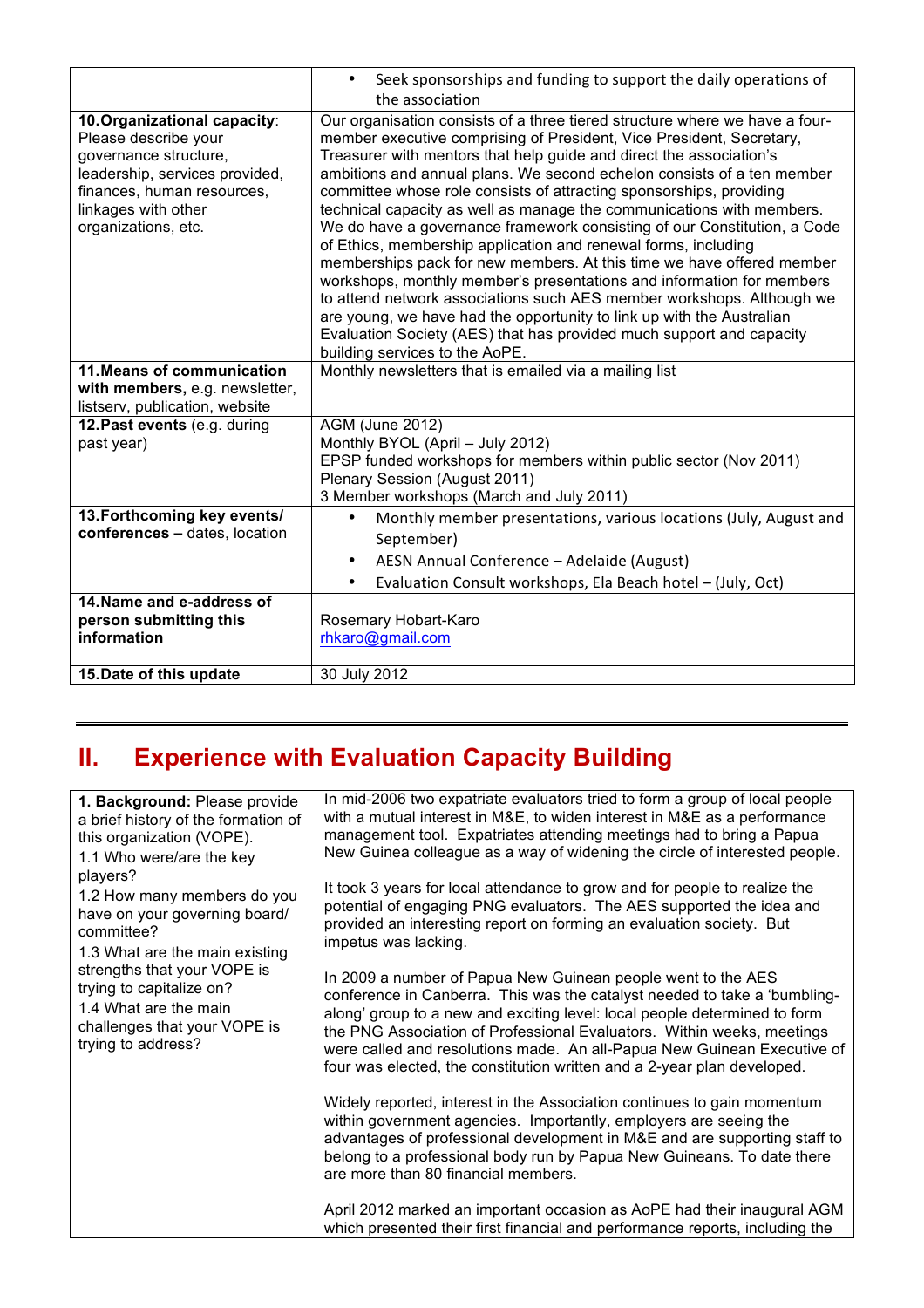| | |
|---|---|
| | • Seek sponsorships and funding to support the daily operations of the association |
| **10. Organizational capacity**: Please describe your governance structure, leadership, services provided, finances, human resources, linkages with other organizations, etc. | Our organisation consists of a three tiered structure where we have a four-member executive comprising of President, Vice President, Secretary, Treasurer with mentors that help guide and direct the association's ambitions and annual plans. We second echelon consists of a ten member committee whose role consists of attracting sponsorships, providing technical capacity as well as manage the communications with members. We do have a governance framework consisting of our Constitution, a Code of Ethics, membership application and renewal forms, including memberships pack for new members. At this time we have offered member workshops, monthly member's presentations and information for members to attend network associations such AES member workshops. Although we are young, we have had the opportunity to link up with the Australian Evaluation Society (AES) that has provided much support and capacity building services to the AoPE. |
| **11. Means of communication with members,** e.g. newsletter, listserv, publication, website | Monthly newsletters that is emailed via a mailing list |
| **12. Past events** (e.g. during past year) | AGM (June 2012)<br>Monthly BYOL (April – July 2012)<br>EPSP funded workshops for members within public sector (Nov 2011)<br>Plenary Session (August 2011)<br>3 Member workshops (March and July 2011) |
| **13. Forthcoming key events/ conferences –** dates, location | • Monthly member presentations, various locations (July, August and September)<br>• AESN Annual Conference – Adelaide (August)<br>• Evaluation Consult workshops, Ela Beach hotel – (July, Oct) |
| **14. Name and e-address of person submitting this information** | Rosemary Hobart-Karo<br>rhkaro@gmail.com |
| **15. Date of this update** | 30 July 2012 |

---

## II. Experience with Evaluation Capacity Building

| | |
|---|---|
| **1. Background:** Please provide a brief history of the formation of this organization (VOPE).<br>1.1 Who were/are the key players?<br>1.2 How many members do you have on your governing board/ committee?<br>1.3 What are the main existing strengths that your VOPE is trying to capitalize on?<br>1.4 What are the main challenges that your VOPE is trying to address? | In mid-2006 two expatriate evaluators tried to form a group of local people with a mutual interest in M&E, to widen interest in M&E as a performance management tool. Expatriates attending meetings had to bring a Papua New Guinea colleague as a way of widening the circle of interested people.<br><br>It took 3 years for local attendance to grow and for people to realize the potential of engaging PNG evaluators. The AES supported the idea and provided an interesting report on forming an evaluation society. But impetus was lacking.<br><br>In 2009 a number of Papua New Guinean people went to the AES conference in Canberra. This was the catalyst needed to take a 'bumbling-along' group to a new and exciting level: local people determined to form the PNG Association of Professional Evaluators. Within weeks, meetings were called and resolutions made. An all-Papua New Guinean Executive of four was elected, the constitution written and a 2-year plan developed.<br><br>Widely reported, interest in the Association continues to gain momentum within government agencies. Importantly, employers are seeing the advantages of professional development in M&E and are supporting staff to belong to a professional body run by Papua New Guineans. To date there are more than 80 financial members.<br><br>April 2012 marked an important occasion as AoPE had their inaugural AGM which presented their first financial and performance reports, including the |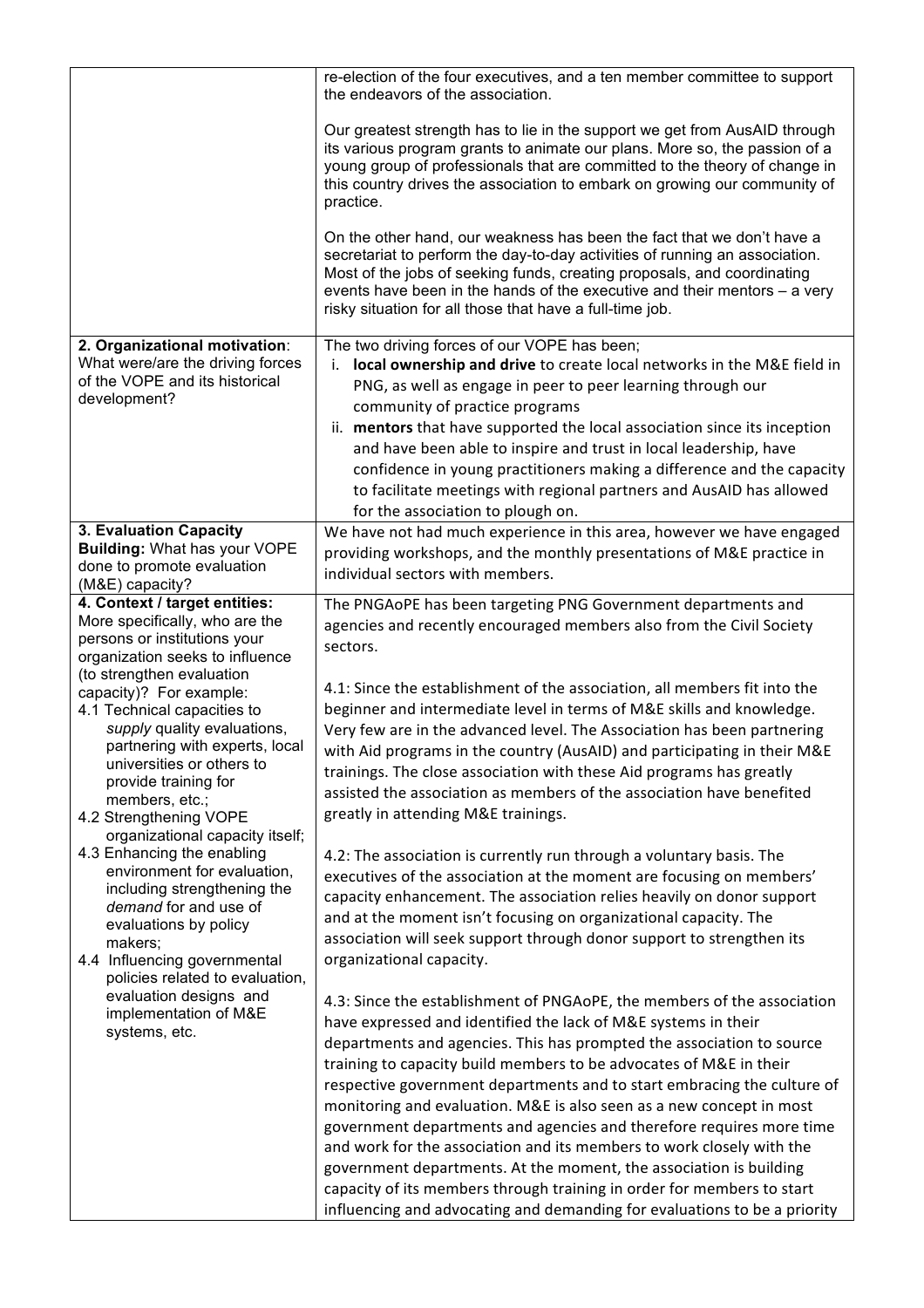| | |
|---|---|
| | re-election of the four executives, and a ten member committee to support the endeavors of the association.<br><br>Our greatest strength has to lie in the support we get from AusAID through its various program grants to animate our plans. More so, the passion of a young group of professionals that are committed to the theory of change in this country drives the association to embark on growing our community of practice.<br><br>On the other hand, our weakness has been the fact that we don't have a secretariat to perform the day-to-day activities of running an association. Most of the jobs of seeking funds, creating proposals, and coordinating events have been in the hands of the executive and their mentors – a very risky situation for all those that have a full-time job. |
| **2. Organizational motivation**: What were/are the driving forces of the VOPE and its historical development? | The two driving forces of our VOPE has been;<br>i. **local ownership and drive** to create local networks in the M&E field in PNG, as well as engage in peer to peer learning through our community of practice programs<br>ii. **mentors** that have supported the local association since its inception and have been able to inspire and trust in local leadership, have confidence in young practitioners making a difference and the capacity to facilitate meetings with regional partners and AusAID has allowed for the association to plough on. |
| **3. Evaluation Capacity Building:** What has your VOPE done to promote evaluation (M&E) capacity? | We have not had much experience in this area, however we have engaged providing workshops, and the monthly presentations of M&E practice in individual sectors with members. |
| **4. Context / target entities:** More specifically, who are the persons or institutions your organization seeks to influence (to strengthen evaluation capacity)? For example:<br>4.1 Technical capacities to *supply* quality evaluations, partnering with experts, local universities or others to provide training for members, etc.;<br>4.2 Strengthening VOPE organizational capacity itself;<br>4.3 Enhancing the enabling environment for evaluation, including strengthening the *demand* for and use of evaluations by policy makers;<br>4.4 Influencing governmental policies related to evaluation, evaluation designs and implementation of M&E systems, etc. | The PNGAoPE has been targeting PNG Government departments and agencies and recently encouraged members also from the Civil Society sectors.<br><br>4.1: Since the establishment of the association, all members fit into the beginner and intermediate level in terms of M&E skills and knowledge. Very few are in the advanced level. The Association has been partnering with Aid programs in the country (AusAID) and participating in their M&E trainings. The close association with these Aid programs has greatly assisted the association as members of the association have benefited greatly in attending M&E trainings.<br><br>4.2: The association is currently run through a voluntary basis. The executives of the association at the moment are focusing on members' capacity enhancement. The association relies heavily on donor support and at the moment isn't focusing on organizational capacity. The association will seek support through donor support to strengthen its organizational capacity.<br><br>4.3: Since the establishment of PNGAoPE, the members of the association have expressed and identified the lack of M&E systems in their departments and agencies. This has prompted the association to source training to capacity build members to be advocates of M&E in their respective government departments and to start embracing the culture of monitoring and evaluation. M&E is also seen as a new concept in most government departments and agencies and therefore requires more time and work for the association and its members to work closely with the government departments. At the moment, the association is building capacity of its members through training in order for members to start influencing and advocating and demanding for evaluations to be a priority |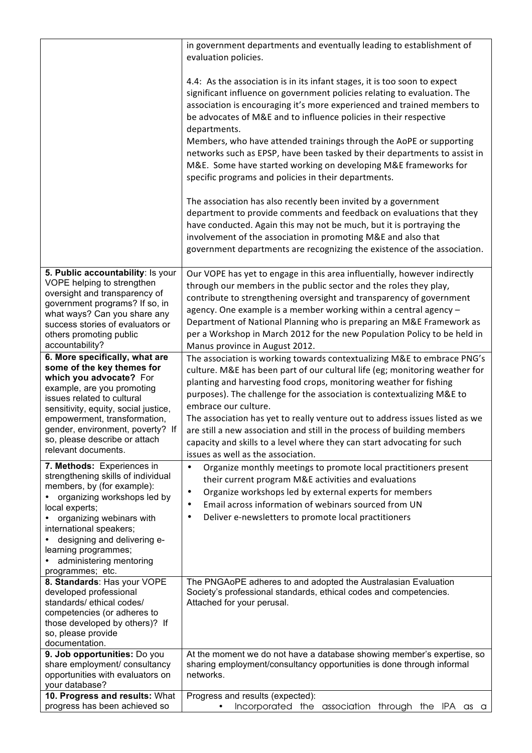| | |
|---|---|
| | in government departments and eventually leading to establishment of evaluation policies.<br><br>4.4: As the association is in its infant stages, it is too soon to expect significant influence on government policies relating to evaluation. The association is encouraging it's more experienced and trained members to be advocates of M&E and to influence policies in their respective departments.<br>Members, who have attended trainings through the AoPE or supporting networks such as EPSP, have been tasked by their departments to assist in M&E. Some have started working on developing M&E frameworks for specific programs and policies in their departments.<br><br>The association has also recently been invited by a government department to provide comments and feedback on evaluations that they have conducted. Again this may not be much, but it is portraying the involvement of the association in promoting M&E and also that government departments are recognizing the existence of the association. |
| **5. Public accountability**: Is your VOPE helping to strengthen oversight and transparency of government programs? If so, in what ways? Can you share any success stories of evaluators or others promoting public accountability? | Our VOPE has yet to engage in this area influentially, however indirectly through our members in the public sector and the roles they play, contribute to strengthening oversight and transparency of government agency. One example is a member working within a central agency – Department of National Planning who is preparing an M&E Framework as per a Workshop in March 2012 for the new Population Policy to be held in Manus province in August 2012. |
| **6. More specifically, what are some of the key themes for which you advocate?** For example, are you promoting issues related to cultural sensitivity, equity, social justice, empowerment, transformation, gender, environment, poverty? If so, please describe or attach relevant documents. | The association is working towards contextualizing M&E to embrace PNG's culture. M&E has been part of our cultural life (eg; monitoring weather for planting and harvesting food crops, monitoring weather for fishing purposes). The challenge for the association is contextualizing M&E to embrace our culture.<br>The association has yet to really venture out to address issues listed as we are still a new association and still in the process of building members capacity and skills to a level where they can start advocating for such issues as well as the association. |
| **7. Methods:** Experiences in strengthening skills of individual members, by (for example):<br>• organizing workshops led by local experts;<br>• organizing webinars with international speakers;<br>• designing and delivering e-learning programmes;<br>• administering mentoring programmes; etc. | • Organize monthly meetings to promote local practitioners present their current program M&E activities and evaluations<br>• Organize workshops led by external experts for members<br>• Email across information of webinars sourced from UN<br>• Deliver e-newsletters to promote local practitioners |
| **8. Standards**: Has your VOPE developed professional standards/ ethical codes/ competencies (or adheres to those developed by others)? If so, please provide documentation. | The PNGAoPE adheres to and adopted the Australasian Evaluation Society's professional standards, ethical codes and competencies. Attached for your perusal. |
| **9. Job opportunities:** Do you share employment/ consultancy opportunities with evaluators on your database? | At the moment we do not have a database showing member's expertise, so sharing employment/consultancy opportunities is done through informal networks. |
| **10. Progress and results:** What progress has been achieved so | Progress and results (expected):<br>• Incorporated the association through the IPA as a |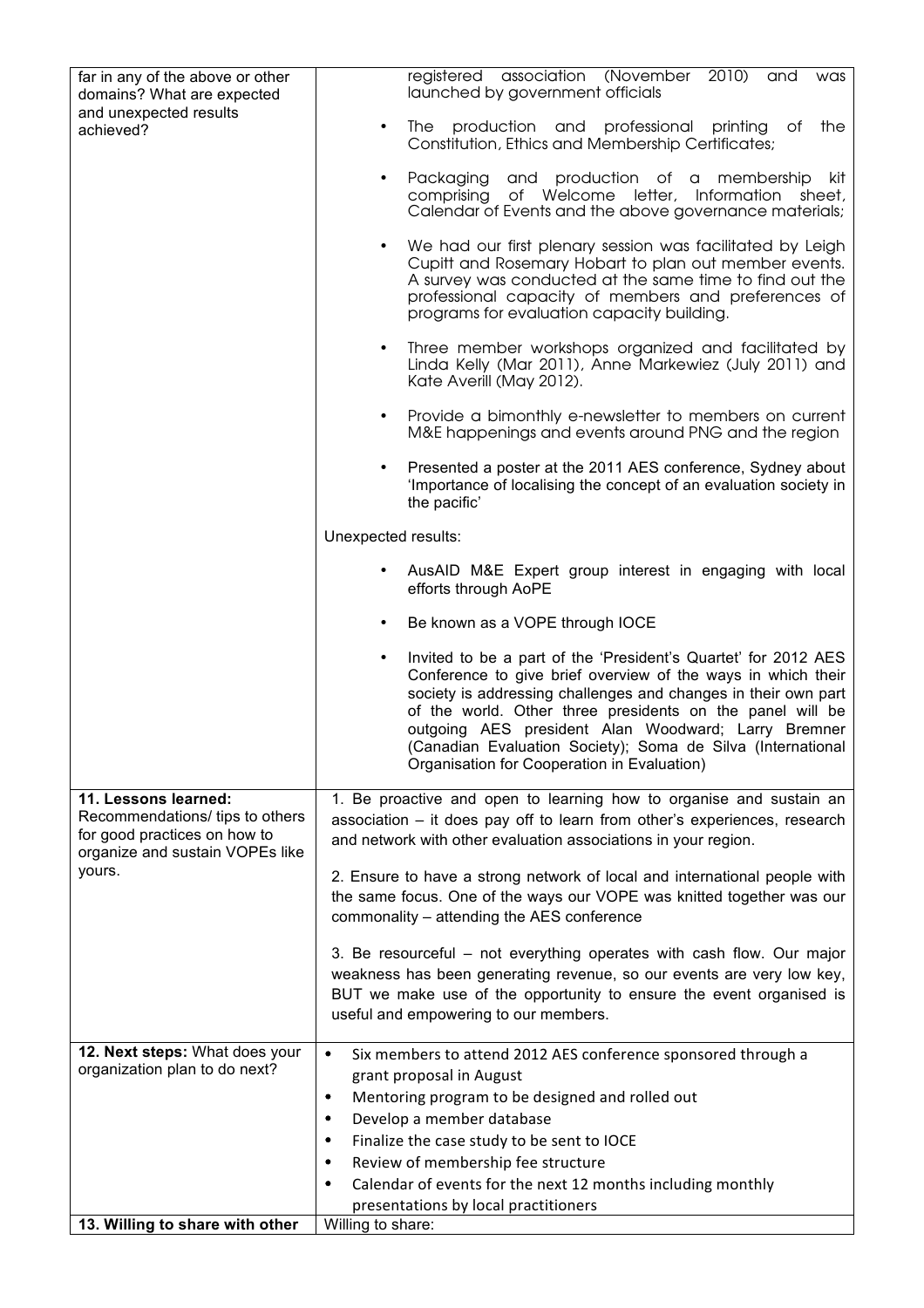| | |
|---|---|
| far in any of the above or other domains? What are expected and unexpected results achieved? | registered association (November 2010) and was launched by government officials<br>• The production and professional printing of the Constitution, Ethics and Membership Certificates;<br>• Packaging and production of a membership kit comprising of Welcome letter, Information sheet, Calendar of Events and the above governance materials;<br>• We had our first plenary session was facilitated by Leigh Cupitt and Rosemary Hobart to plan out member events. A survey was conducted at the same time to find out the professional capacity of members and preferences of programs for evaluation capacity building.<br>• Three member workshops organized and facilitated by Linda Kelly (Mar 2011), Anne Markewiez (July 2011) and Kate Averill (May 2012).<br>• Provide a bimonthly e-newsletter to members on current M&E happenings and events around PNG and the region<br>• Presented a poster at the 2011 AES conference, Sydney about 'Importance of localising the concept of an evaluation society in the pacific'<br><br>Unexpected results:<br>• AusAID M&E Expert group interest in engaging with local efforts through AoPE<br>• Be known as a VOPE through IOCE<br>• Invited to be a part of the 'President's Quartet' for 2012 AES Conference to give brief overview of the ways in which their society is addressing challenges and changes in their own part of the world. Other three presidents on the panel will be outgoing AES president Alan Woodward; Larry Bremner (Canadian Evaluation Society); Soma de Silva (International Organisation for Cooperation in Evaluation) |
| **11. Lessons learned:** Recommendations/ tips to others for good practices on how to organize and sustain VOPEs like yours. | 1. Be proactive and open to learning how to organise and sustain an association – it does pay off to learn from other's experiences, research and network with other evaluation associations in your region.<br><br>2. Ensure to have a strong network of local and international people with the same focus. One of the ways our VOPE was knitted together was our commonality – attending the AES conference<br><br>3. Be resourceful – not everything operates with cash flow. Our major weakness has been generating revenue, so our events are very low key, BUT we make use of the opportunity to ensure the event organised is useful and empowering to our members. |
| **12. Next steps:** What does your organization plan to do next? | • Six members to attend 2012 AES conference sponsored through a grant proposal in August<br>• Mentoring program to be designed and rolled out<br>• Develop a member database<br>• Finalize the case study to be sent to IOCE<br>• Review of membership fee structure<br>• Calendar of events for the next 12 months including monthly presentations by local practitioners |
| **13. Willing to share with other** | Willing to share: |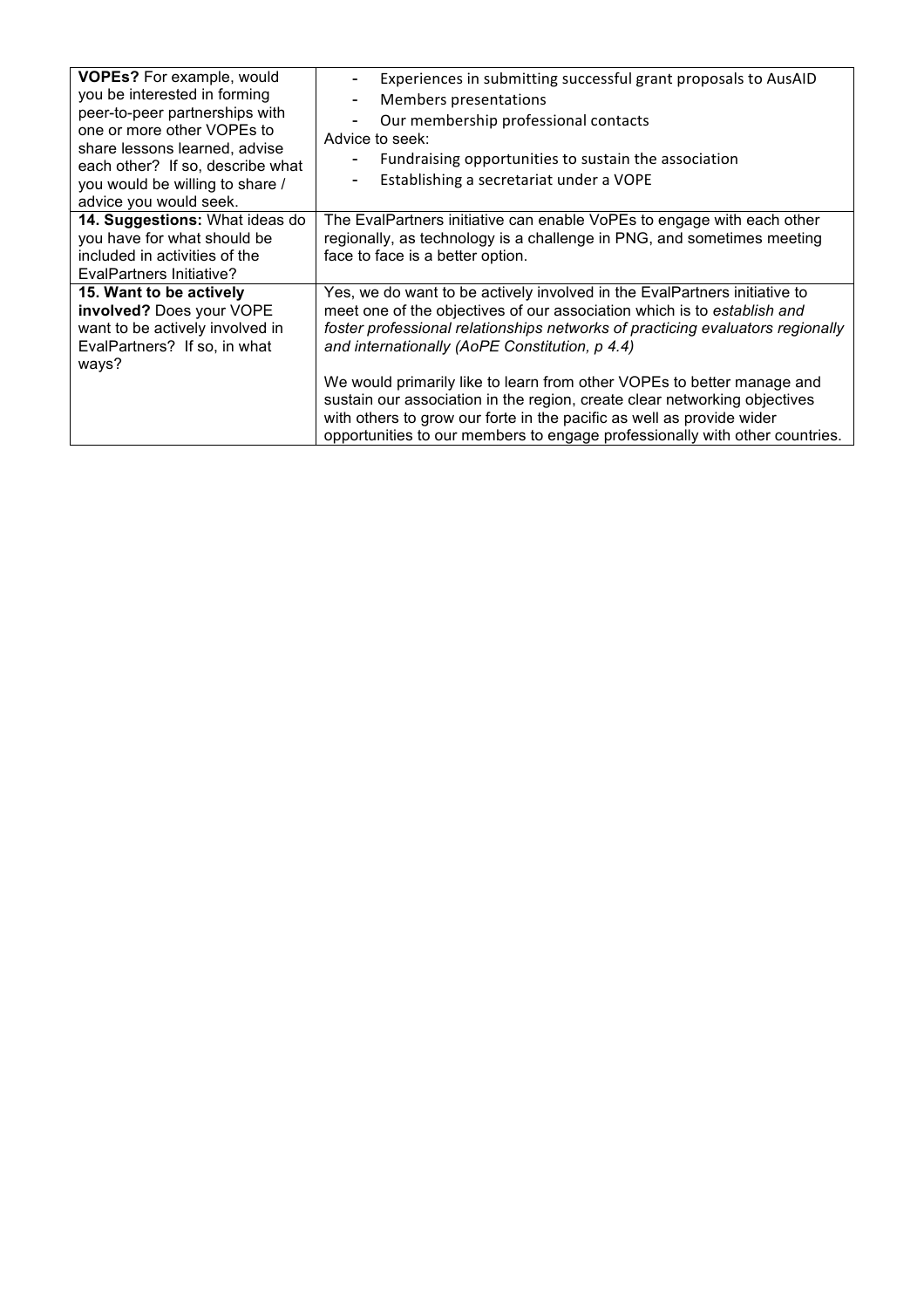| | |
|---|---|
| **VOPEs?** For example, would you be interested in forming peer-to-peer partnerships with one or more other VOPEs to share lessons learned, advise each other? If so, describe what you would be willing to share / advice you would seek. | - Experiences in submitting successful grant proposals to AusAID<br>- Members presentations<br>- Our membership professional contacts<br>Advice to seek:<br>- Fundraising opportunities to sustain the association<br>- Establishing a secretariat under a VOPE |
| **14. Suggestions:** What ideas do you have for what should be included in activities of the EvalPartners Initiative? | The EvalPartners initiative can enable VoPEs to engage with each other regionally, as technology is a challenge in PNG, and sometimes meeting face to face is a better option. |
| **15. Want to be actively involved?** Does your VOPE want to be actively involved in EvalPartners? If so, in what ways? | Yes, we do want to be actively involved in the EvalPartners initiative to meet one of the objectives of our association which is to *establish and foster professional relationships networks of practicing evaluators regionally and internationally (AoPE Constitution, p 4.4)*<br><br>We would primarily like to learn from other VOPEs to better manage and sustain our association in the region, create clear networking objectives with others to grow our forte in the pacific as well as provide wider opportunities to our members to engage professionally with other countries. |